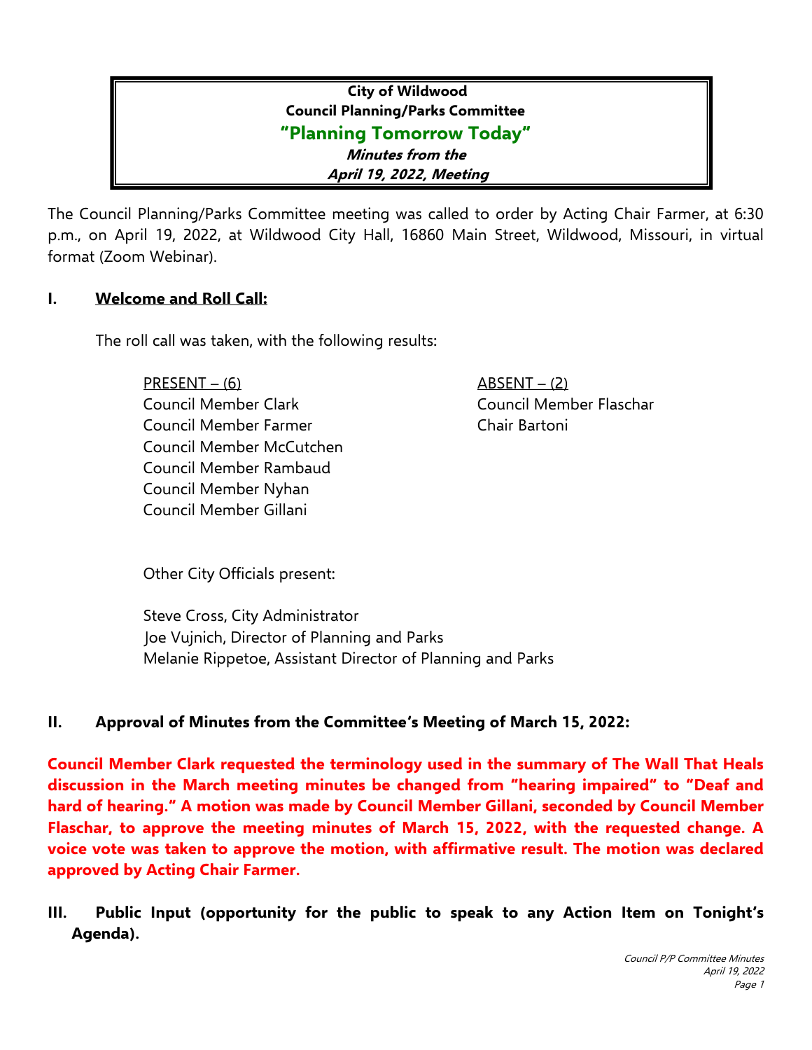**City of Wildwood**
**Council Planning/Parks Committee**
**"Planning Tomorrow Today"**
***Minutes from the***
***April 19, 2022, Meeting***

The Council Planning/Parks Committee meeting was called to order by Acting Chair Farmer, at 6:30 p.m., on April 19, 2022, at Wildwood City Hall, 16860 Main Street, Wildwood, Missouri, in virtual format (Zoom Webinar).

## I. Welcome and Roll Call:

The roll call was taken, with the following results:

| PRESENT – (6) | ABSENT – (2) |
|---|---|
| Council Member Clark | Council Member Flaschar |
| Council Member Farmer | Chair Bartoni |
| Council Member McCutchen | |
| Council Member Rambaud | |
| Council Member Nyhan | |
| Council Member Gillani | |

Other City Officials present:

Steve Cross, City Administrator
Joe Vujnich, Director of Planning and Parks
Melanie Rippetoe, Assistant Director of Planning and Parks

## II. Approval of Minutes from the Committee's Meeting of March 15, 2022:

**Council Member Clark requested the terminology used in the summary of The Wall That Heals discussion in the March meeting minutes be changed from "hearing impaired" to "Deaf and hard of hearing." A motion was made by Council Member Gillani, seconded by Council Member Flaschar, to approve the meeting minutes of March 15, 2022, with the requested change. A voice vote was taken to approve the motion, with affirmative result. The motion was declared approved by Acting Chair Farmer.**

## III. Public Input (opportunity for the public to speak to any Action Item on Tonight's Agenda).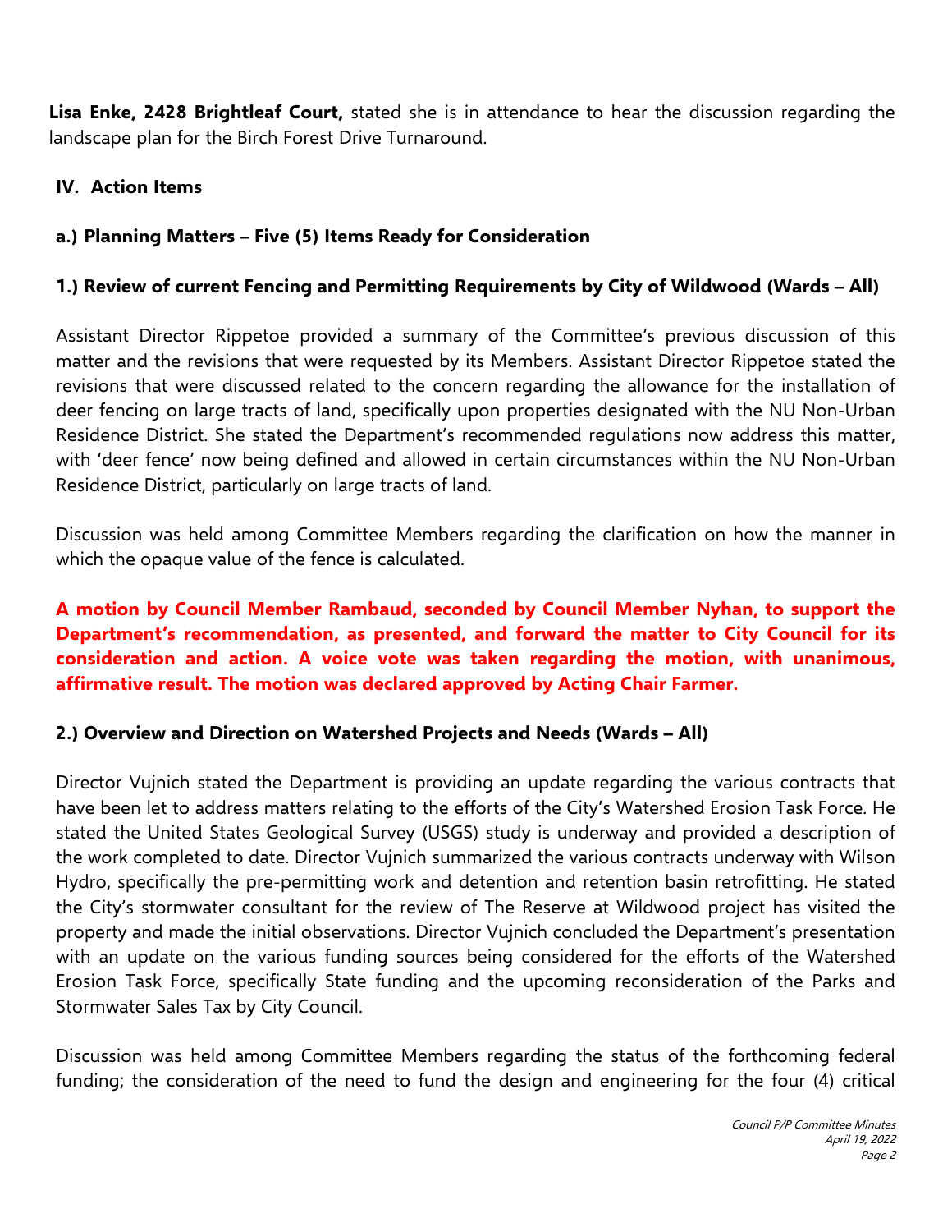**Lisa Enke, 2428 Brightleaf Court,** stated she is in attendance to hear the discussion regarding the landscape plan for the Birch Forest Drive Turnaround.

## IV. Action Items

### a.) Planning Matters – Five (5) Items Ready for Consideration

#### 1.) Review of current Fencing and Permitting Requirements by City of Wildwood (Wards – All)

Assistant Director Rippetoe provided a summary of the Committee's previous discussion of this matter and the revisions that were requested by its Members. Assistant Director Rippetoe stated the revisions that were discussed related to the concern regarding the allowance for the installation of deer fencing on large tracts of land, specifically upon properties designated with the NU Non-Urban Residence District. She stated the Department's recommended regulations now address this matter, with 'deer fence' now being defined and allowed in certain circumstances within the NU Non-Urban Residence District, particularly on large tracts of land.

Discussion was held among Committee Members regarding the clarification on how the manner in which the opaque value of the fence is calculated.

**A motion by Council Member Rambaud, seconded by Council Member Nyhan, to support the Department's recommendation, as presented, and forward the matter to City Council for its consideration and action. A voice vote was taken regarding the motion, with unanimous, affirmative result. The motion was declared approved by Acting Chair Farmer.**

#### 2.) Overview and Direction on Watershed Projects and Needs (Wards – All)

Director Vujnich stated the Department is providing an update regarding the various contracts that have been let to address matters relating to the efforts of the City's Watershed Erosion Task Force. He stated the United States Geological Survey (USGS) study is underway and provided a description of the work completed to date. Director Vujnich summarized the various contracts underway with Wilson Hydro, specifically the pre-permitting work and detention and retention basin retrofitting. He stated the City's stormwater consultant for the review of The Reserve at Wildwood project has visited the property and made the initial observations. Director Vujnich concluded the Department's presentation with an update on the various funding sources being considered for the efforts of the Watershed Erosion Task Force, specifically State funding and the upcoming reconsideration of the Parks and Stormwater Sales Tax by City Council.

Discussion was held among Committee Members regarding the status of the forthcoming federal funding; the consideration of the need to fund the design and engineering for the four (4) critical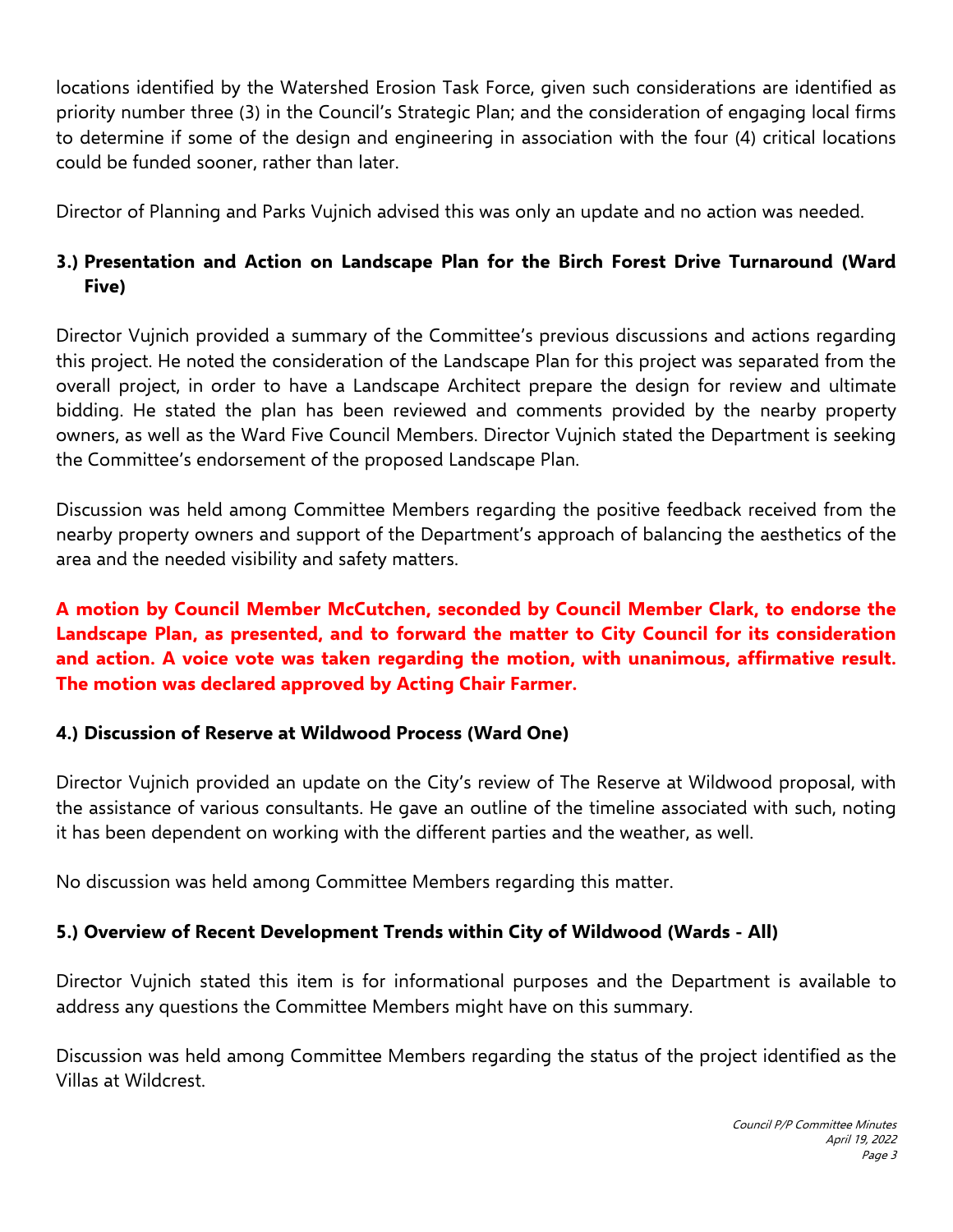locations identified by the Watershed Erosion Task Force, given such considerations are identified as priority number three (3) in the Council's Strategic Plan; and the consideration of engaging local firms to determine if some of the design and engineering in association with the four (4) critical locations could be funded sooner, rather than later.

Director of Planning and Parks Vujnich advised this was only an update and no action was needed.

### 3.) Presentation and Action on Landscape Plan for the Birch Forest Drive Turnaround (Ward Five)

Director Vujnich provided a summary of the Committee's previous discussions and actions regarding this project. He noted the consideration of the Landscape Plan for this project was separated from the overall project, in order to have a Landscape Architect prepare the design for review and ultimate bidding. He stated the plan has been reviewed and comments provided by the nearby property owners, as well as the Ward Five Council Members. Director Vujnich stated the Department is seeking the Committee's endorsement of the proposed Landscape Plan.

Discussion was held among Committee Members regarding the positive feedback received from the nearby property owners and support of the Department's approach of balancing the aesthetics of the area and the needed visibility and safety matters.

**A motion by Council Member McCutchen, seconded by Council Member Clark, to endorse the Landscape Plan, as presented, and to forward the matter to City Council for its consideration and action. A voice vote was taken regarding the motion, with unanimous, affirmative result. The motion was declared approved by Acting Chair Farmer.**

### 4.) Discussion of Reserve at Wildwood Process (Ward One)

Director Vujnich provided an update on the City's review of The Reserve at Wildwood proposal, with the assistance of various consultants. He gave an outline of the timeline associated with such, noting it has been dependent on working with the different parties and the weather, as well.

No discussion was held among Committee Members regarding this matter.

### 5.) Overview of Recent Development Trends within City of Wildwood (Wards - All)

Director Vujnich stated this item is for informational purposes and the Department is available to address any questions the Committee Members might have on this summary.

Discussion was held among Committee Members regarding the status of the project identified as the Villas at Wildcrest.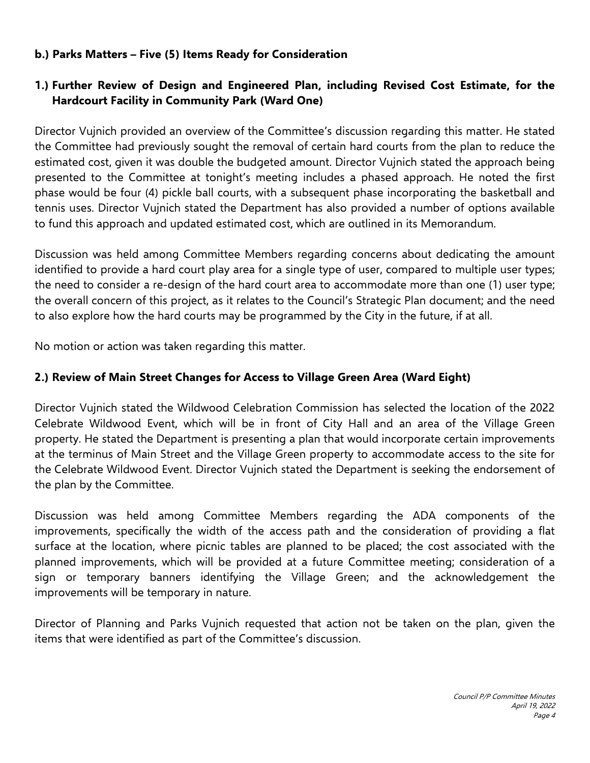**b.) Parks Matters – Five (5) Items Ready for Consideration**

**1.) Further Review of Design and Engineered Plan, including Revised Cost Estimate, for the Hardcourt Facility in Community Park (Ward One)**

Director Vujnich provided an overview of the Committee's discussion regarding this matter. He stated the Committee had previously sought the removal of certain hard courts from the plan to reduce the estimated cost, given it was double the budgeted amount. Director Vujnich stated the approach being presented to the Committee at tonight's meeting includes a phased approach. He noted the first phase would be four (4) pickle ball courts, with a subsequent phase incorporating the basketball and tennis uses. Director Vujnich stated the Department has also provided a number of options available to fund this approach and updated estimated cost, which are outlined in its Memorandum.

Discussion was held among Committee Members regarding concerns about dedicating the amount identified to provide a hard court play area for a single type of user, compared to multiple user types; the need to consider a re-design of the hard court area to accommodate more than one (1) user type; the overall concern of this project, as it relates to the Council's Strategic Plan document; and the need to also explore how the hard courts may be programmed by the City in the future, if at all.

No motion or action was taken regarding this matter.

**2.) Review of Main Street Changes for Access to Village Green Area (Ward Eight)**

Director Vujnich stated the Wildwood Celebration Commission has selected the location of the 2022 Celebrate Wildwood Event, which will be in front of City Hall and an area of the Village Green property. He stated the Department is presenting a plan that would incorporate certain improvements at the terminus of Main Street and the Village Green property to accommodate access to the site for the Celebrate Wildwood Event. Director Vujnich stated the Department is seeking the endorsement of the plan by the Committee.

Discussion was held among Committee Members regarding the ADA components of the improvements, specifically the width of the access path and the consideration of providing a flat surface at the location, where picnic tables are planned to be placed; the cost associated with the planned improvements, which will be provided at a future Committee meeting; consideration of a sign or temporary banners identifying the Village Green; and the acknowledgement the improvements will be temporary in nature.

Director of Planning and Parks Vujnich requested that action not be taken on the plan, given the items that were identified as part of the Committee's discussion.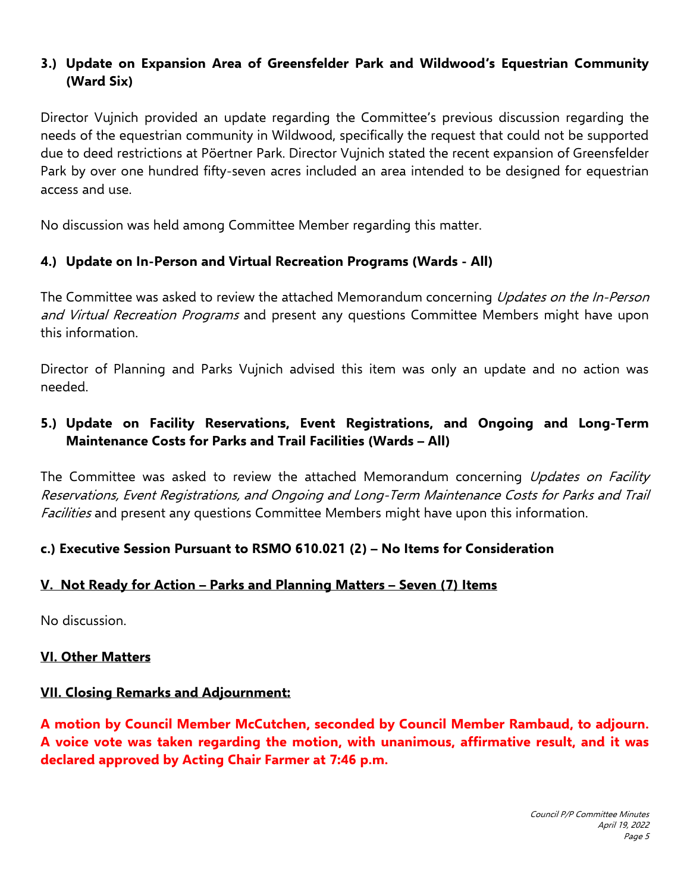**3.) Update on Expansion Area of Greensfelder Park and Wildwood's Equestrian Community (Ward Six)**

Director Vujnich provided an update regarding the Committee's previous discussion regarding the needs of the equestrian community in Wildwood, specifically the request that could not be supported due to deed restrictions at Pöertner Park. Director Vujnich stated the recent expansion of Greensfelder Park by over one hundred fifty-seven acres included an area intended to be designed for equestrian access and use.

No discussion was held among Committee Member regarding this matter.

**4.) Update on In-Person and Virtual Recreation Programs (Wards - All)**

The Committee was asked to review the attached Memorandum concerning *Updates on the In-Person and Virtual Recreation Programs* and present any questions Committee Members might have upon this information.

Director of Planning and Parks Vujnich advised this item was only an update and no action was needed.

**5.) Update on Facility Reservations, Event Registrations, and Ongoing and Long-Term Maintenance Costs for Parks and Trail Facilities (Wards – All)**

The Committee was asked to review the attached Memorandum concerning *Updates on Facility Reservations, Event Registrations, and Ongoing and Long-Term Maintenance Costs for Parks and Trail Facilities* and present any questions Committee Members might have upon this information.

**c.) Executive Session Pursuant to RSMO 610.021 (2) – No Items for Consideration**

**V. Not Ready for Action – Parks and Planning Matters – Seven (7) Items**

No discussion.

**VI. Other Matters**

**VII. Closing Remarks and Adjournment:**

**A motion by Council Member McCutchen, seconded by Council Member Rambaud, to adjourn. A voice vote was taken regarding the motion, with unanimous, affirmative result, and it was declared approved by Acting Chair Farmer at 7:46 p.m.**